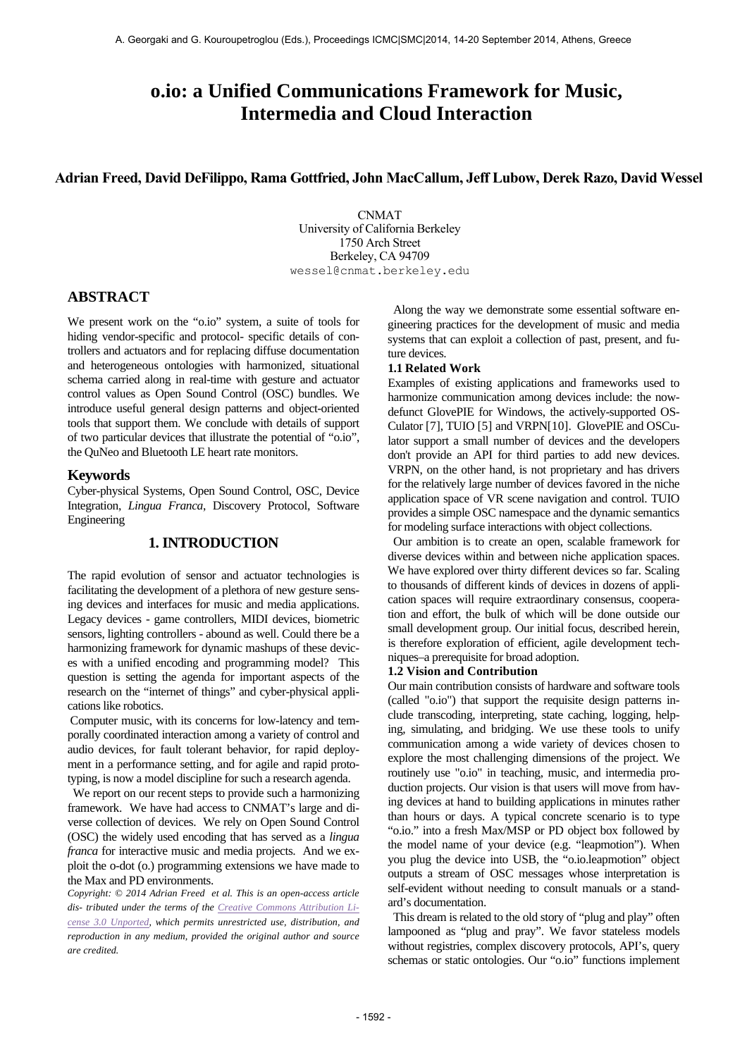# o.io: a Unified Communications Framework for Music, Intermedia and Cloud Interaction

**Adrian Freed, David DeFilippo, Rama Gottfried, John MacCallum, Jeff Lubow, Derek Razo, David Wessel**

CNMAT  
University of California Berkeley  
1750 Arch Street  
Berkeley, CA 94709  
wessel@cnmat.berkeley.edu

## ABSTRACT

We present work on the "o.io" system, a suite of tools for hiding vendor-specific and protocol- specific details of controllers and actuators and for replacing diffuse documentation and heterogeneous ontologies with harmonized, situational schema carried along in real-time with gesture and actuator control values as Open Sound Control (OSC) bundles. We introduce useful general design patterns and object-oriented tools that support them. We conclude with details of support of two particular devices that illustrate the potential of "o.io", the QuNeo and Bluetooth LE heart rate monitors.

## Keywords

Cyber-physical Systems, Open Sound Control, OSC, Device Integration, *Lingua Franca*, Discovery Protocol, Software Engineering

## 1. INTRODUCTION

The rapid evolution of sensor and actuator technologies is facilitating the development of a plethora of new gesture sensing devices and interfaces for music and media applications. Legacy devices - game controllers, MIDI devices, biometric sensors, lighting controllers - abound as well. Could there be a harmonizing framework for dynamic mashups of these devices with a unified encoding and programming model? This question is setting the agenda for important aspects of the research on the "internet of things" and cyber-physical applications like robotics.

Computer music, with its concerns for low-latency and temporally coordinated interaction among a variety of control and audio devices, for fault tolerant behavior, for rapid deployment in a performance setting, and for agile and rapid prototyping, is now a model discipline for such a research agenda.

We report on our recent steps to provide such a harmonizing framework. We have had access to CNMAT's large and diverse collection of devices. We rely on Open Sound Control (OSC) the widely used encoding that has served as a *lingua franca* for interactive music and media projects. And we exploit the o-dot (o.) programming extensions we have made to the Max and PD environments.

*Copyright: © 2014 Adrian Freed et al. This is an open-access article dis- tributed under the terms of the Creative Commons Attribution License 3.0 Unported, which permits unrestricted use, distribution, and reproduction in any medium, provided the original author and source are credited.*

Along the way we demonstrate some essential software engineering practices for the development of music and media systems that can exploit a collection of past, present, and future devices.

### 1.1 Related Work

Examples of existing applications and frameworks used to harmonize communication among devices include: the now-defunct GlovePIE for Windows, the actively-supported OSCulator [7], TUIO [5] and VRPN[10]. GlovePIE and OSCulator support a small number of devices and the developers don't provide an API for third parties to add new devices. VRPN, on the other hand, is not proprietary and has drivers for the relatively large number of devices favored in the niche application space of VR scene navigation and control. TUIO provides a simple OSC namespace and the dynamic semantics for modeling surface interactions with object collections.

Our ambition is to create an open, scalable framework for diverse devices within and between niche application spaces. We have explored over thirty different devices so far. Scaling to thousands of different kinds of devices in dozens of application spaces will require extraordinary consensus, cooperation and effort, the bulk of which will be done outside our small development group. Our initial focus, described herein, is therefore exploration of efficient, agile development techniques–a prerequisite for broad adoption.

### 1.2 Vision and Contribution

Our main contribution consists of hardware and software tools (called "o.io") that support the requisite design patterns include transcoding, interpreting, state caching, logging, helping, simulating, and bridging. We use these tools to unify communication among a wide variety of devices chosen to explore the most challenging dimensions of the project. We routinely use "o.io" in teaching, music, and intermedia production projects. Our vision is that users will move from having devices at hand to building applications in minutes rather than hours or days. A typical concrete scenario is to type "o.io." into a fresh Max/MSP or PD object box followed by the model name of your device (e.g. "leapmotion"). When you plug the device into USB, the "o.io.leapmotion" object outputs a stream of OSC messages whose interpretation is self-evident without needing to consult manuals or a standard's documentation.

This dream is related to the old story of "plug and play" often lampooned as "plug and pray". We favor stateless models without registries, complex discovery protocols, API's, query schemas or static ontologies. Our "o.io" functions implement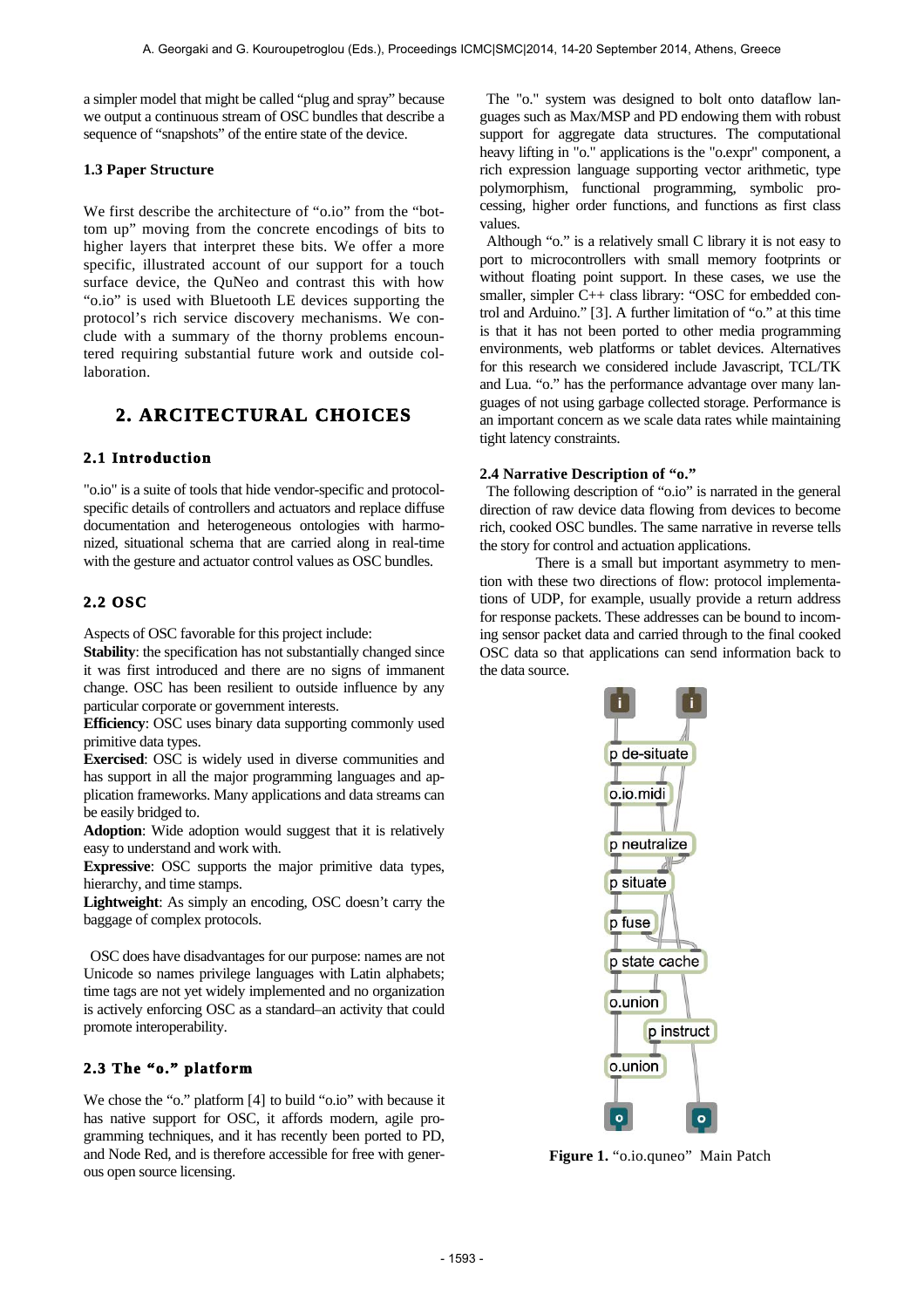a simpler model that might be called "plug and spray" because we output a continuous stream of OSC bundles that describe a sequence of "snapshots" of the entire state of the device.

### 1.3 Paper Structure

We first describe the architecture of "o.io" from the "bottom up" moving from the concrete encodings of bits to higher layers that interpret these bits. We offer a more specific, illustrated account of our support for a touch surface device, the QuNeo and contrast this with how "o.io" is used with Bluetooth LE devices supporting the protocol's rich service discovery mechanisms. We conclude with a summary of the thorny problems encountered requiring substantial future work and outside collaboration.

## 2. ARCITECTURAL CHOICES

### 2.1 Introduction

"o.io" is a suite of tools that hide vendor-specific and protocol-specific details of controllers and actuators and replace diffuse documentation and heterogeneous ontologies with harmonized, situational schema that are carried along in real-time with the gesture and actuator control values as OSC bundles.

### 2.2 OSC

Aspects of OSC favorable for this project include:

**Stability**: the specification has not substantially changed since it was first introduced and there are no signs of immanent change. OSC has been resilient to outside influence by any particular corporate or government interests.

**Efficiency**: OSC uses binary data supporting commonly used primitive data types.

**Exercised**: OSC is widely used in diverse communities and has support in all the major programming languages and application frameworks. Many applications and data streams can be easily bridged to.

**Adoption**: Wide adoption would suggest that it is relatively easy to understand and work with.

**Expressive**: OSC supports the major primitive data types, hierarchy, and time stamps.

**Lightweight**: As simply an encoding, OSC doesn't carry the baggage of complex protocols.

OSC does have disadvantages for our purpose: names are not Unicode so names privilege languages with Latin alphabets; time tags are not yet widely implemented and no organization is actively enforcing OSC as a standard–an activity that could promote interoperability.

### 2.3 The "o." platform

We chose the "o." platform [4] to build "o.io" with because it has native support for OSC, it affords modern, agile programming techniques, and it has recently been ported to PD, and Node Red, and is therefore accessible for free with generous open source licensing.

The "o." system was designed to bolt onto dataflow languages such as Max/MSP and PD endowing them with robust support for aggregate data structures. The computational heavy lifting in "o." applications is the "o.expr" component, a rich expression language supporting vector arithmetic, type polymorphism, functional programming, symbolic processing, higher order functions, and functions as first class values.

Although "o." is a relatively small C library it is not easy to port to microcontrollers with small memory footprints or without floating point support. In these cases, we use the smaller, simpler C++ class library: "OSC for embedded control and Arduino." [3]. A further limitation of "o." at this time is that it has not been ported to other media programming environments, web platforms or tablet devices. Alternatives for this research we considered include Javascript, TCL/TK and Lua. "o." has the performance advantage over many languages of not using garbage collected storage. Performance is an important concern as we scale data rates while maintaining tight latency constraints.

### 2.4 Narrative Description of "o."

The following description of "o.io" is narrated in the general direction of raw device data flowing from devices to become rich, cooked OSC bundles. The same narrative in reverse tells the story for control and actuation applications.

There is a small but important asymmetry to mention with these two directions of flow: protocol implementations of UDP, for example, usually provide a return address for response packets. These addresses can be bound to incoming sensor packet data and carried through to the final cooked OSC data so that applications can send information back to the data source.

p de-situate
o.io.midi
p neutralize
p situate
p fuse
p state cache
o.union
p instruct
o.union

**Figure 1.** "o.io.quneo" Main Patch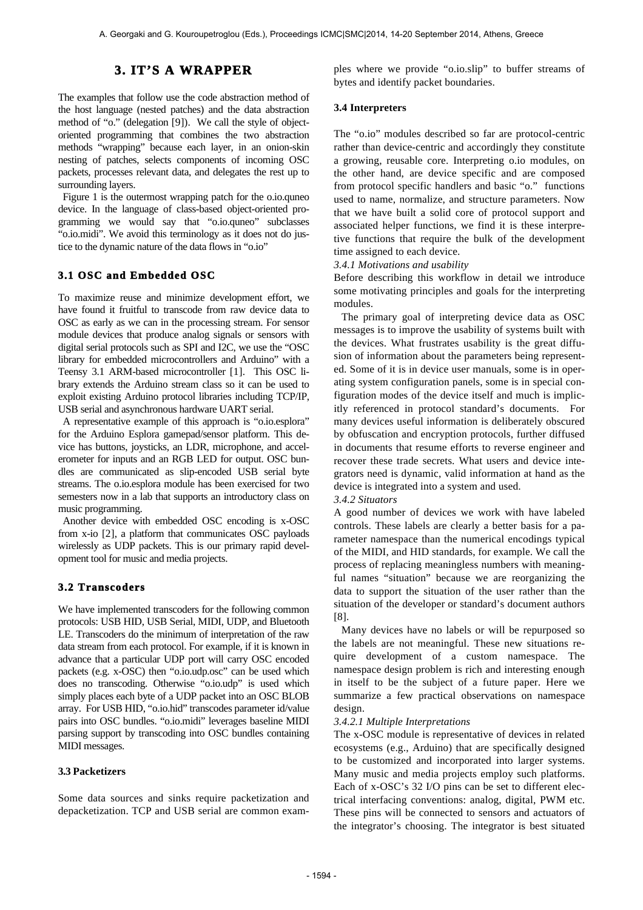## 3. IT'S A WRAPPER

The examples that follow use the code abstraction method of the host language (nested patches) and the data abstraction method of "o." (delegation [9]). We call the style of object-oriented programming that combines the two abstraction methods "wrapping" because each layer, in an onion-skin nesting of patches, selects components of incoming OSC packets, processes relevant data, and delegates the rest up to surrounding layers.

Figure 1 is the outermost wrapping patch for the o.io.quneo device. In the language of class-based object-oriented programming we would say that "o.io.quneo" subclasses "o.io.midi". We avoid this terminology as it does not do justice to the dynamic nature of the data flows in "o.io"

### 3.1 OSC and Embedded OSC

To maximize reuse and minimize development effort, we have found it fruitful to transcode from raw device data to OSC as early as we can in the processing stream. For sensor module devices that produce analog signals or sensors with digital serial protocols such as SPI and I2C, we use the "OSC library for embedded microcontrollers and Arduino" with a Teensy 3.1 ARM-based microcontroller [1]. This OSC library extends the Arduino stream class so it can be used to exploit existing Arduino protocol libraries including TCP/IP, USB serial and asynchronous hardware UART serial.

A representative example of this approach is "o.io.esplora" for the Arduino Esplora gamepad/sensor platform. This device has buttons, joysticks, an LDR, microphone, and accelerometer for inputs and an RGB LED for output. OSC bundles are communicated as slip-encoded USB serial byte streams. The o.io.esplora module has been exercised for two semesters now in a lab that supports an introductory class on music programming.

Another device with embedded OSC encoding is x-OSC from x-io [2], a platform that communicates OSC payloads wirelessly as UDP packets. This is our primary rapid development tool for music and media projects.

### 3.2 Transcoders

We have implemented transcoders for the following common protocols: USB HID, USB Serial, MIDI, UDP, and Bluetooth LE. Transcoders do the minimum of interpretation of the raw data stream from each protocol. For example, if it is known in advance that a particular UDP port will carry OSC encoded packets (e.g. x-OSC) then "o.io.udp.osc" can be used which does no transcoding. Otherwise "o.io.udp" is used which simply places each byte of a UDP packet into an OSC BLOB array. For USB HID, "o.io.hid" transcodes parameter id/value pairs into OSC bundles. "o.io.midi" leverages baseline MIDI parsing support by transcoding into OSC bundles containing MIDI messages.

### 3.3 Packetizers

Some data sources and sinks require packetization and depacketization. TCP and USB serial are common examples where we provide "o.io.slip" to buffer streams of bytes and identify packet boundaries.

### 3.4 Interpreters

The "o.io" modules described so far are protocol-centric rather than device-centric and accordingly they constitute a growing, reusable core. Interpreting o.io modules, on the other hand, are device specific and are composed from protocol specific handlers and basic "o." functions used to name, normalize, and structure parameters. Now that we have built a solid core of protocol support and associated helper functions, we find it is these interpretive functions that require the bulk of the development time assigned to each device.

*3.4.1 Motivations and usability*

Before describing this workflow in detail we introduce some motivating principles and goals for the interpreting modules.

The primary goal of interpreting device data as OSC messages is to improve the usability of systems built with the devices. What frustrates usability is the great diffusion of information about the parameters being represented. Some of it is in device user manuals, some is in operating system configuration panels, some is in special configuration modes of the device itself and much is implicitly referenced in protocol standard's documents. For many devices useful information is deliberately obscured by obfuscation and encryption protocols, further diffused in documents that resume efforts to reverse engineer and recover these trade secrets. What users and device integrators need is dynamic, valid information at hand as the device is integrated into a system and used.

*3.4.2 Situators*

A good number of devices we work with have labeled controls. These labels are clearly a better basis for a parameter namespace than the numerical encodings typical of the MIDI, and HID standards, for example. We call the process of replacing meaningless numbers with meaningful names "situation" because we are reorganizing the data to support the situation of the user rather than the situation of the developer or standard's document authors [8].

Many devices have no labels or will be repurposed so the labels are not meaningful. These new situations require development of a custom namespace. The namespace design problem is rich and interesting enough in itself to be the subject of a future paper. Here we summarize a few practical observations on namespace design.

*3.4.2.1 Multiple Interpretations*

The x-OSC module is representative of devices in related ecosystems (e.g., Arduino) that are specifically designed to be customized and incorporated into larger systems. Many music and media projects employ such platforms. Each of x-OSC's 32 I/O pins can be set to different electrical interfacing conventions: analog, digital, PWM etc. These pins will be connected to sensors and actuators of the integrator's choosing. The integrator is best situated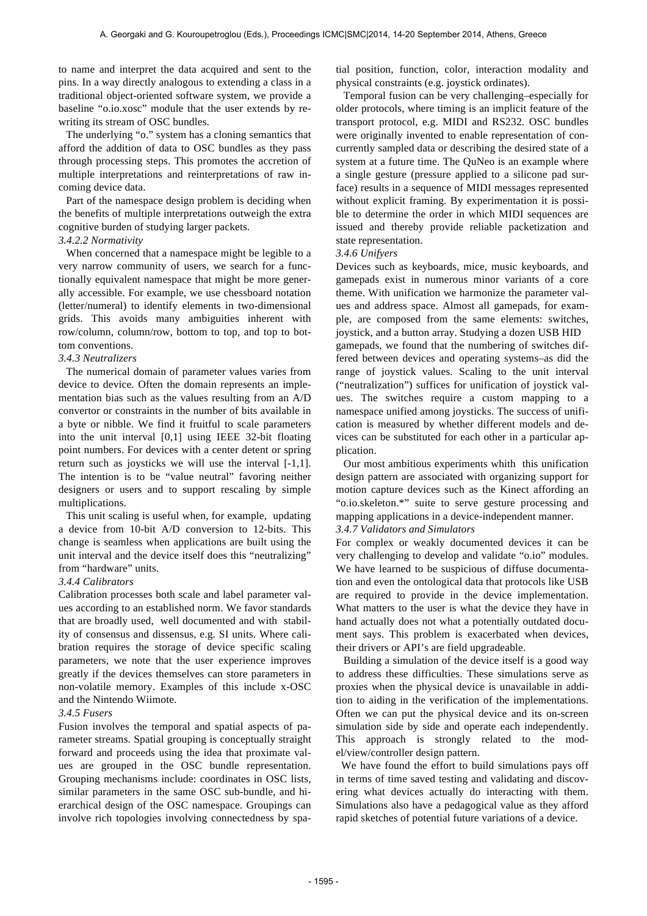to name and interpret the data acquired and sent to the pins. In a way directly analogous to extending a class in a traditional object-oriented software system, we provide a baseline "o.io.xosc" module that the user extends by rewriting its stream of OSC bundles.

The underlying "o." system has a cloning semantics that afford the addition of data to OSC bundles as they pass through processing steps. This promotes the accretion of multiple interpretations and reinterpretations of raw incoming device data.

Part of the namespace design problem is deciding when the benefits of multiple interpretations outweigh the extra cognitive burden of studying larger packets.

#### *3.4.2.2 Normativity*

When concerned that a namespace might be legible to a very narrow community of users, we search for a functionally equivalent namespace that might be more generally accessible. For example, we use chessboard notation (letter/numeral) to identify elements in two-dimensional grids. This avoids many ambiguities inherent with row/column, column/row, bottom to top, and top to bottom conventions.

### *3.4.3 Neutralizers*

The numerical domain of parameter values varies from device to device. Often the domain represents an implementation bias such as the values resulting from an A/D convertor or constraints in the number of bits available in a byte or nibble. We find it fruitful to scale parameters into the unit interval [0,1] using IEEE 32-bit floating point numbers. For devices with a center detent or spring return such as joysticks we will use the interval [-1,1]. The intention is to be "value neutral" favoring neither designers or users and to support rescaling by simple multiplications.

This unit scaling is useful when, for example, updating a device from 10-bit A/D conversion to 12-bits. This change is seamless when applications are built using the unit interval and the device itself does this "neutralizing" from "hardware" units.

### *3.4.4 Calibrators*

Calibration processes both scale and label parameter values according to an established norm. We favor standards that are broadly used, well documented and with stability of consensus and dissensus, e.g. SI units. Where calibration requires the storage of device specific scaling parameters, we note that the user experience improves greatly if the devices themselves can store parameters in non-volatile memory. Examples of this include x-OSC and the Nintendo Wiimote.

### *3.4.5 Fusers*

Fusion involves the temporal and spatial aspects of parameter streams. Spatial grouping is conceptually straight forward and proceeds using the idea that proximate values are grouped in the OSC bundle representation. Grouping mechanisms include: coordinates in OSC lists, similar parameters in the same OSC sub-bundle, and hierarchical design of the OSC namespace. Groupings can involve rich topologies involving connectedness by spatial position, function, color, interaction modality and physical constraints (e.g. joystick ordinates).

Temporal fusion can be very challenging–especially for older protocols, where timing is an implicit feature of the transport protocol, e.g. MIDI and RS232. OSC bundles were originally invented to enable representation of concurrently sampled data or describing the desired state of a system at a future time. The QuNeo is an example where a single gesture (pressure applied to a silicone pad surface) results in a sequence of MIDI messages represented without explicit framing. By experimentation it is possible to determine the order in which MIDI sequences are issued and thereby provide reliable packetization and state representation.

### *3.4.6 Unifyers*

Devices such as keyboards, mice, music keyboards, and gamepads exist in numerous minor variants of a core theme. With unification we harmonize the parameter values and address space. Almost all gamepads, for example, are composed from the same elements: switches, joystick, and a button array. Studying a dozen USB HID gamepads, we found that the numbering of switches differed between devices and operating systems–as did the range of joystick values. Scaling to the unit interval ("neutralization") suffices for unification of joystick values. The switches require a custom mapping to a namespace unified among joysticks. The success of unification is measured by whether different models and devices can be substituted for each other in a particular application.

Our most ambitious experiments whith this unification design pattern are associated with organizing support for motion capture devices such as the Kinect affording an "o.io.skeleton.*" suite to serve gesture processing and mapping applications in a device-independent manner.

### *3.4.7 Validators and Simulators*

For complex or weakly documented devices it can be very challenging to develop and validate "o.io" modules. We have learned to be suspicious of diffuse documentation and even the ontological data that protocols like USB are required to provide in the device implementation. What matters to the user is what the device they have in hand actually does not what a potentially outdated document says. This problem is exacerbated when devices, their drivers or API's are field upgradeable.

Building a simulation of the device itself is a good way to address these difficulties. These simulations serve as proxies when the physical device is unavailable in addition to aiding in the verification of the implementations. Often we can put the physical device and its on-screen simulation side by side and operate each independently. This approach is strongly related to the model/view/controller design pattern.

We have found the effort to build simulations pays off in terms of time saved testing and validating and discovering what devices actually do interacting with them. Simulations also have a pedagogical value as they afford rapid sketches of potential future variations of a device.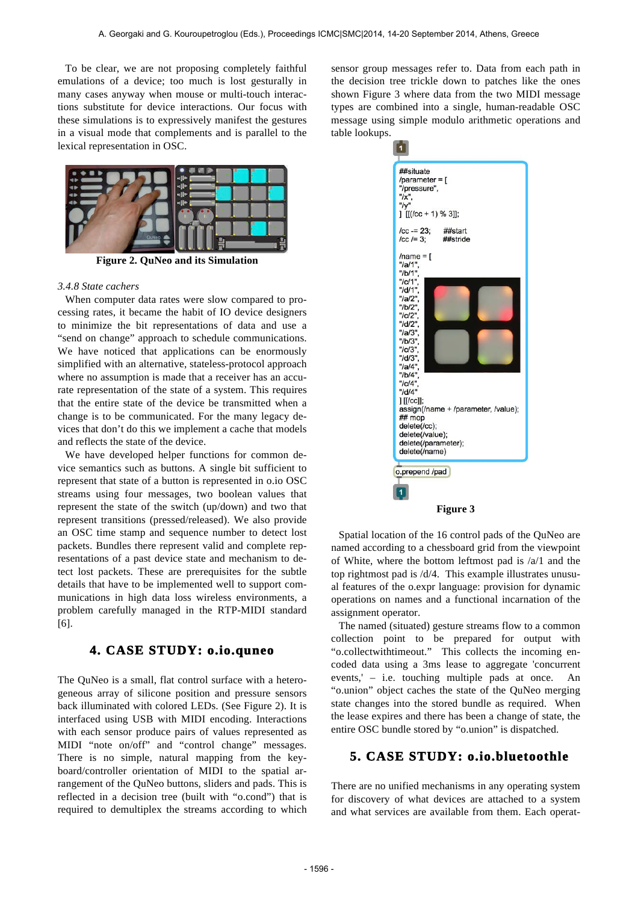To be clear, we are not proposing completely faithful emulations of a device; too much is lost gesturally in many cases anyway when mouse or multi-touch interactions substitute for device interactions. Our focus with these simulations is to expressively manifest the gestures in a visual mode that complements and is parallel to the lexical representation in OSC.

**Figure 2. QuNeo and its Simulation**

*3.4.8 State cachers*

When computer data rates were slow compared to processing rates, it became the habit of IO device designers to minimize the bit representations of data and use a "send on change" approach to schedule communications. We have noticed that applications can be enormously simplified with an alternative, stateless-protocol approach where no assumption is made that a receiver has an accurate representation of the state of a system. This requires that the entire state of the device be transmitted when a change is to be communicated. For the many legacy devices that don't do this we implement a cache that models and reflects the state of the device.

We have developed helper functions for common device semantics such as buttons. A single bit sufficient to represent that state of a button is represented in o.io OSC streams using four messages, two boolean values that represent the state of the switch (up/down) and two that represent transitions (pressed/released). We also provide an OSC time stamp and sequence number to detect lost packets. Bundles there represent valid and complete representations of a past device state and mechanism to detect lost packets. These are prerequisites for the subtle details that have to be implemented well to support communications in high data loss wireless environments, a problem carefully managed in the RTP-MIDI standard [6].

## 4. CASE STUDY: o.io.quneo

The QuNeo is a small, flat control surface with a heterogeneous array of silicone position and pressure sensors back illuminated with colored LEDs. (See Figure 2). It is interfaced using USB with MIDI encoding. Interactions with each sensor produce pairs of values represented as MIDI "note on/off" and "control change" messages. There is no simple, natural mapping from the keyboard/controller orientation of MIDI to the spatial arrangement of the QuNeo buttons, sliders and pads. This is reflected in a decision tree (built with "o.cond") that is required to demultiplex the streams according to which sensor group messages refer to. Data from each path in the decision tree trickle down to patches like the ones shown Figure 3 where data from the two MIDI message types are combined into a single, human-readable OSC message using simple modulo arithmetic operations and table lookups.

```
##situate
/parameter = [
"/pressure",
"/x",
"/y"
] [[(/cc + 1) % 3]];

/cc -= 23;    ##start
/cc /= 3;     ##stride

/name = [
"/a/1",
"/b/1",
"/c/1",
"/d/1",
"/a/2",
"/b/2",
"/c/2",
"/d/2",
"/a/3",
"/b/3",
"/c/3",
"/d/3",
"/a/4",
"/b/4",
"/c/4",
"/d/4"
] [[/cc]];
assign(/name + /parameter, /value);
## mop
delete(/cc);
delete(/value);
delete(/parameter);
delete(/name)
```

o.prepend /pad

**Figure 3**

Spatial location of the 16 control pads of the QuNeo are named according to a chessboard grid from the viewpoint of White, where the bottom leftmost pad is /a/1 and the top rightmost pad is /d/4. This example illustrates unusual features of the o.expr language: provision for dynamic operations on names and a functional incarnation of the assignment operator.

The named (situated) gesture streams flow to a common collection point to be prepared for output with "o.collectwithtimeout." This collects the incoming encoded data using a 3ms lease to aggregate 'concurrent events,' – i.e. touching multiple pads at once. An "o.union" object caches the state of the QuNeo merging state changes into the stored bundle as required. When the lease expires and there has been a change of state, the entire OSC bundle stored by "o.union" is dispatched.

## 5. CASE STUDY: o.io.bluetoothle

There are no unified mechanisms in any operating system for discovery of what devices are attached to a system and what services are available from them. Each operat-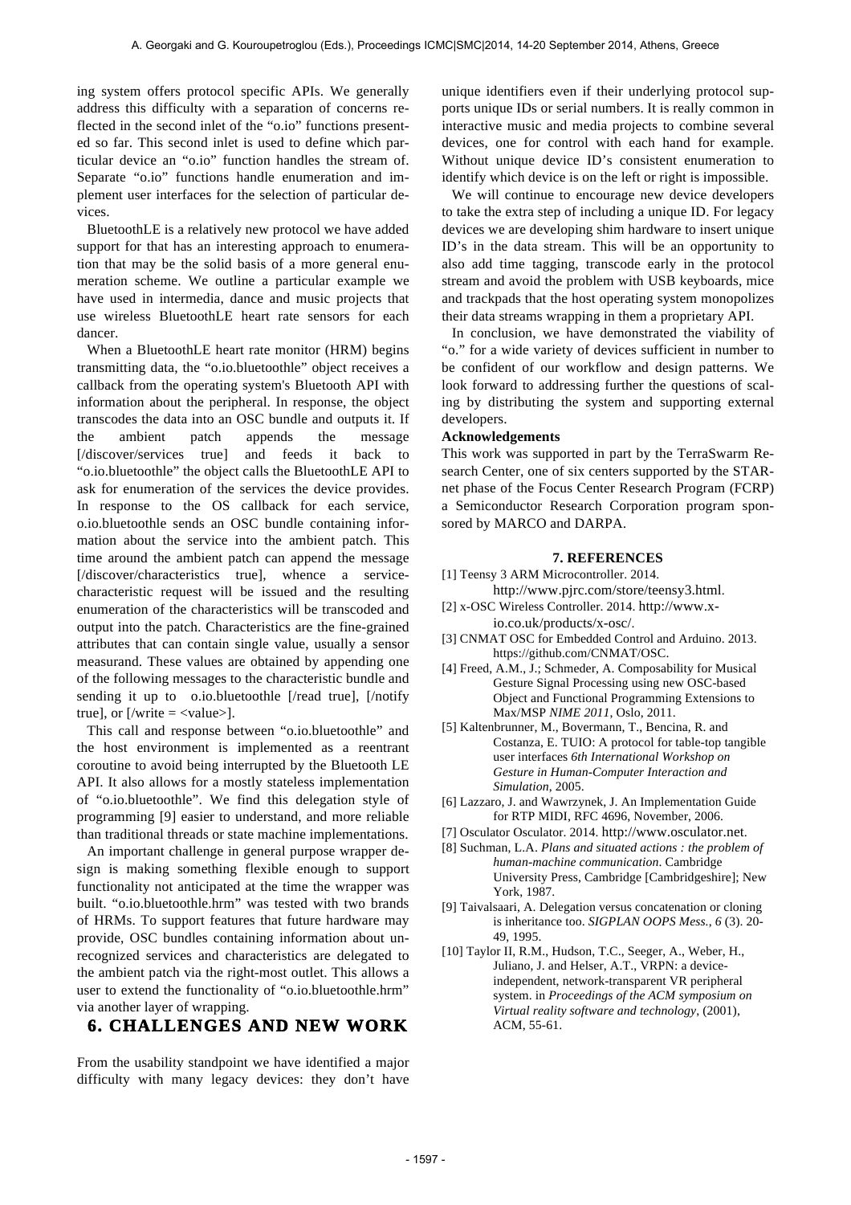ing system offers protocol specific APIs. We generally address this difficulty with a separation of concerns reflected in the second inlet of the "o.io" functions presented so far. This second inlet is used to define which particular device an "o.io" function handles the stream of. Separate "o.io" functions handle enumeration and implement user interfaces for the selection of particular devices.

BluetoothLE is a relatively new protocol we have added support for that has an interesting approach to enumeration that may be the solid basis of a more general enumeration scheme. We outline a particular example we have used in intermedia, dance and music projects that use wireless BluetoothLE heart rate sensors for each dancer.

When a BluetoothLE heart rate monitor (HRM) begins transmitting data, the "o.io.bluetoothle" object receives a callback from the operating system's Bluetooth API with information about the peripheral. In response, the object transcodes the data into an OSC bundle and outputs it. If the ambient patch appends the message [/discover/services true] and feeds it back to "o.io.bluetoothle" the object calls the BluetoothLE API to ask for enumeration of the services the device provides. In response to the OS callback for each service, o.io.bluetoothle sends an OSC bundle containing information about the service into the ambient patch. This time around the ambient patch can append the message [/discover/characteristics true], whence a service-characteristic request will be issued and the resulting enumeration of the characteristics will be transcoded and output into the patch. Characteristics are the fine-grained attributes that can contain single value, usually a sensor measurand. These values are obtained by appending one of the following messages to the characteristic bundle and sending it up to o.io.bluetoothle [/read true], [/notify true], or [/write = <value>].

This call and response between "o.io.bluetoothle" and the host environment is implemented as a reentrant coroutine to avoid being interrupted by the Bluetooth LE API. It also allows for a mostly stateless implementation of "o.io.bluetoothle". We find this delegation style of programming [9] easier to understand, and more reliable than traditional threads or state machine implementations.

An important challenge in general purpose wrapper design is making something flexible enough to support functionality not anticipated at the time the wrapper was built. "o.io.bluetoothle.hrm" was tested with two brands of HRMs. To support features that future hardware may provide, OSC bundles containing information about unrecognized services and characteristics are delegated to the ambient patch via the right-most outlet. This allows a user to extend the functionality of "o.io.bluetoothle.hrm" via another layer of wrapping.

## 6. CHALLENGES AND NEW WORK

From the usability standpoint we have identified a major difficulty with many legacy devices: they don't have unique identifiers even if their underlying protocol supports unique IDs or serial numbers. It is really common in interactive music and media projects to combine several devices, one for control with each hand for example. Without unique device ID's consistent enumeration to identify which device is on the left or right is impossible.

We will continue to encourage new device developers to take the extra step of including a unique ID. For legacy devices we are developing shim hardware to insert unique ID's in the data stream. This will be an opportunity to also add time tagging, transcode early in the protocol stream and avoid the problem with USB keyboards, mice and trackpads that the host operating system monopolizes their data streams wrapping in them a proprietary API.

In conclusion, we have demonstrated the viability of "o." for a wide variety of devices sufficient in number to be confident of our workflow and design patterns. We look forward to addressing further the questions of scaling by distributing the system and supporting external developers.

**Acknowledgements**

This work was supported in part by the TerraSwarm Research Center, one of six centers supported by the STARnet phase of the Focus Center Research Program (FCRP) a Semiconductor Research Corporation program sponsored by MARCO and DARPA.

## 7. REFERENCES

[1] Teensy 3 ARM Microcontroller. 2014. http://www.pjrc.com/store/teensy3.html.

[2] x-OSC Wireless Controller. 2014. http://www.x-io.co.uk/products/x-osc/.

[3] CNMAT OSC for Embedded Control and Arduino. 2013. https://github.com/CNMAT/OSC.

[4] Freed, A.M., J.; Schmeder, A. Composability for Musical Gesture Signal Processing using new OSC-based Object and Functional Programming Extensions to Max/MSP *NIME 2011*, Oslo, 2011.

[5] Kaltenbrunner, M., Bovermann, T., Bencina, R. and Costanza, E. TUIO: A protocol for table-top tangible user interfaces *6th International Workshop on Gesture in Human-Computer Interaction and Simulation*, 2005.

[6] Lazzaro, J. and Wawrzynek, J. An Implementation Guide for RTP MIDI, RFC 4696, November, 2006.

[7] Osculator Osculator. 2014. http://www.osculator.net.

[8] Suchman, L.A. *Plans and situated actions : the problem of human-machine communication*. Cambridge University Press, Cambridge [Cambridgeshire]; New York, 1987.

[9] Taivalsaari, A. Delegation versus concatenation or cloning is inheritance too. *SIGPLAN OOPS Mess., 6* (3). 20-49, 1995.

[10] Taylor II, R.M., Hudson, T.C., Seeger, A., Weber, H., Juliano, J. and Helser, A.T., VRPN: a device-independent, network-transparent VR peripheral system. in *Proceedings of the ACM symposium on Virtual reality software and technology*, (2001), ACM, 55-61.